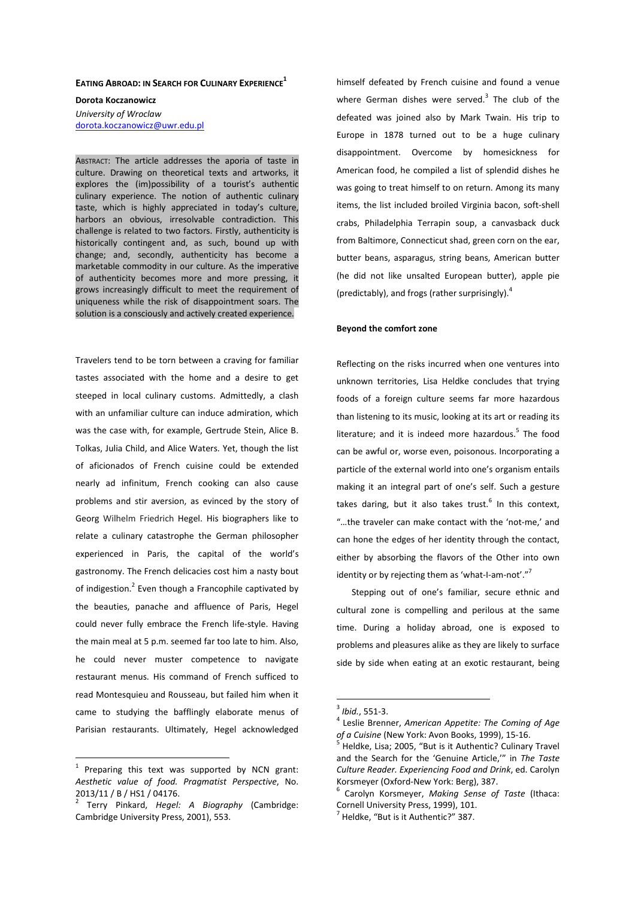# EATING ABROAD: IN SEARCH FOR CULINARY EXPERIENCE[1]

**Dorota Koczanowicz**
*University of Wroclaw*
dorota.koczanowicz@uwr.edu.pl

ABSTRACT: The article addresses the aporia of taste in culture. Drawing on theoretical texts and artworks, it explores the (im)possibility of a tourist's authentic culinary experience. The notion of authentic culinary taste, which is highly appreciated in today's culture, harbors an obvious, irresolvable contradiction. This challenge is related to two factors. Firstly, authenticity is historically contingent and, as such, bound up with change; and, secondly, authenticity has become a marketable commodity in our culture. As the imperative of authenticity becomes more and more pressing, it grows increasingly difficult to meet the requirement of uniqueness while the risk of disappointment soars. The solution is a consciously and actively created experience.

Travelers tend to be torn between a craving for familiar tastes associated with the home and a desire to get steeped in local culinary customs. Admittedly, a clash with an unfamiliar culture can induce admiration, which was the case with, for example, Gertrude Stein, Alice B. Tolkas, Julia Child, and Alice Waters. Yet, though the list of aficionados of French cuisine could be extended nearly ad infinitum, French cooking can also cause problems and stir aversion, as evinced by the story of Georg Wilhelm Friedrich Hegel. His biographers like to relate a culinary catastrophe the German philosopher experienced in Paris, the capital of the world's gastronomy. The French delicacies cost him a nasty bout of indigestion.[2] Even though a Francophile captivated by the beauties, panache and affluence of Paris, Hegel could never fully embrace the French life-style. Having the main meal at 5 p.m. seemed far too late to him. Also, he could never muster competence to navigate restaurant menus. His command of French sufficed to read Montesquieu and Rousseau, but failed him when it came to studying the bafflingly elaborate menus of Parisian restaurants. Ultimately, Hegel acknowledged himself defeated by French cuisine and found a venue where German dishes were served.[3] The club of the defeated was joined also by Mark Twain. His trip to Europe in 1878 turned out to be a huge culinary disappointment. Overcome by homesickness for American food, he compiled a list of splendid dishes he was going to treat himself to on return. Among its many items, the list included broiled Virginia bacon, soft-shell crabs, Philadelphia Terrapin soup, a canvasback duck from Baltimore, Connecticut shad, green corn on the ear, butter beans, asparagus, string beans, American butter (he did not like unsalted European butter), apple pie (predictably), and frogs (rather surprisingly).[4]

### Beyond the comfort zone

Reflecting on the risks incurred when one ventures into unknown territories, Lisa Heldke concludes that trying foods of a foreign culture seems far more hazardous than listening to its music, looking at its art or reading its literature; and it is indeed more hazardous.[5] The food can be awful or, worse even, poisonous. Incorporating a particle of the external world into one's organism entails making it an integral part of one's self. Such a gesture takes daring, but it also takes trust.[6] In this context, "…the traveler can make contact with the 'not-me,' and can hone the edges of her identity through the contact, either by absorbing the flavors of the Other into own identity or by rejecting them as 'what-I-am-not'."[7]

Stepping out of one's familiar, secure ethnic and cultural zone is compelling and perilous at the same time. During a holiday abroad, one is exposed to problems and pleasures alike as they are likely to surface side by side when eating at an exotic restaurant, being

---

[1] Preparing this text was supported by NCN grant: *Aesthetic value of food. Pragmatist Perspective*, No. 2013/11 / B / HS1 / 04176.

[2] Terry Pinkard, *Hegel: A Biography* (Cambridge: Cambridge University Press, 2001), 553.

[3] *Ibid.*, 551-3.

[4] Leslie Brenner, *American Appetite: The Coming of Age of a Cuisine* (New York: Avon Books, 1999), 15-16.

[5] Heldke, Lisa; 2005, "But is it Authentic? Culinary Travel and the Search for the 'Genuine Article,'" in *The Taste Culture Reader. Experiencing Food and Drink*, ed. Carolyn Korsmeyer (Oxford-New York: Berg), 387.

[6] Carolyn Korsmeyer, *Making Sense of Taste* (Ithaca: Cornell University Press, 1999), 101.

[7] Heldke, "But is it Authentic?" 387.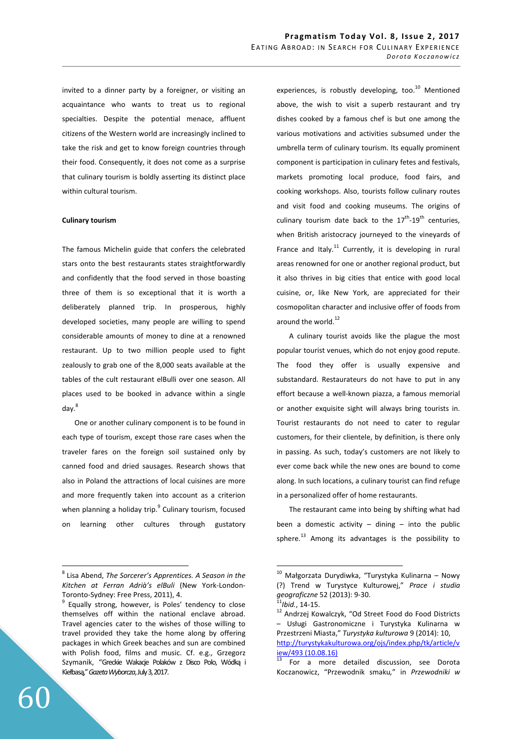invited to a dinner party by a foreigner, or visiting an acquaintance who wants to treat us to regional specialties. Despite the potential menace, affluent citizens of the Western world are increasingly inclined to take the risk and get to know foreign countries through their food. Consequently, it does not come as a surprise that culinary tourism is boldly asserting its distinct place within cultural tourism.

**Culinary tourism**

The famous Michelin guide that confers the celebrated stars onto the best restaurants states straightforwardly and confidently that the food served in those boasting three of them is so exceptional that it is worth a deliberately planned trip. In prosperous, highly developed societies, many people are willing to spend considerable amounts of money to dine at a renowned restaurant. Up to two million people used to fight zealously to grab one of the 8,000 seats available at the tables of the cult restaurant elBulli over one season. All places used to be booked in advance within a single day.[8]

One or another culinary component is to be found in each type of tourism, except those rare cases when the traveler fares on the foreign soil sustained only by canned food and dried sausages. Research shows that also in Poland the attractions of local cuisines are more and more frequently taken into account as a criterion when planning a holiday trip.[9] Culinary tourism, focused on learning other cultures through gustatory experiences, is robustly developing, too.[10] Mentioned above, the wish to visit a superb restaurant and try dishes cooked by a famous chef is but one among the various motivations and activities subsumed under the umbrella term of culinary tourism. Its equally prominent component is participation in culinary fetes and festivals, markets promoting local produce, food fairs, and cooking workshops. Also, tourists follow culinary routes and visit food and cooking museums. The origins of culinary tourism date back to the 17$^{th}$-19$^{th}$ centuries, when British aristocracy journeyed to the vineyards of France and Italy.[11] Currently, it is developing in rural areas renowned for one or another regional product, but it also thrives in big cities that entice with good local cuisine, or, like New York, are appreciated for their cosmopolitan character and inclusive offer of foods from around the world.[12]

A culinary tourist avoids like the plague the most popular tourist venues, which do not enjoy good repute. The food they offer is usually expensive and substandard. Restaurateurs do not have to put in any effort because a well-known piazza, a famous memorial or another exquisite sight will always bring tourists in. Tourist restaurants do not need to cater to regular customers, for their clientele, by definition, is there only in passing. As such, today's customers are not likely to ever come back while the new ones are bound to come along. In such locations, a culinary tourist can find refuge in a personalized offer of home restaurants.

The restaurant came into being by shifting what had been a domestic activity – dining – into the public sphere.[13] Among its advantages is the possibility to

---

[8] Lisa Abend, *The Sorcerer's Apprentices. A Season in the Kitchen at Ferran Adrià's elBuli* (New York-London-Toronto-Sydney: Free Press, 2011), 4.

[9] Equally strong, however, is Poles' tendency to close themselves off within the national enclave abroad. Travel agencies cater to the wishes of those willing to travel provided they take the home along by offering packages in which Greek beaches and sun are combined with Polish food, films and music. Cf. e.g., Grzegorz Szymanik, "Greckie Wakacje Polaków z Disco Polo, Wódką i Kiełbasą," *Gazeta Wyborcza*, July 3, 2017.

[10] Małgorzata Durydiwka, "Turystyka Kulinarna – Nowy (?) Trend w Turystyce Kulturowej," *Prace i studia geograficzne* 52 (2013): 9-30.

[11] *Ibid.*, 14-15.

[12] Andrzej Kowalczyk, "Od Street Food do Food Districts – Usługi Gastronomiczne i Turystyka Kulinarna w Przestrzeni Miasta," *Turystyka kulturowa* 9 (2014): 10, http://turystykakulturowa.org/ojs/index.php/tk/article/view/493 (10.08.16)

[13] For a more detailed discussion, see Dorota Koczanowicz, "Przewodnik smaku," in *Przewodniki w*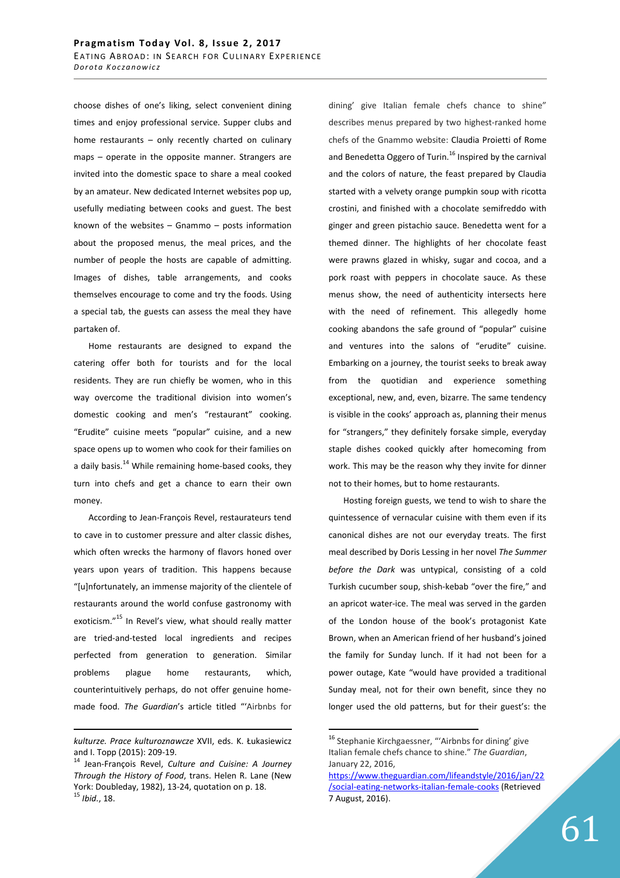choose dishes of one's liking, select convenient dining times and enjoy professional service. Supper clubs and home restaurants – only recently charted on culinary maps – operate in the opposite manner. Strangers are invited into the domestic space to share a meal cooked by an amateur. New dedicated Internet websites pop up, usefully mediating between cooks and guest. The best known of the websites – Gnammo – posts information about the proposed menus, the meal prices, and the number of people the hosts are capable of admitting. Images of dishes, table arrangements, and cooks themselves encourage to come and try the foods. Using a special tab, the guests can assess the meal they have partaken of.

Home restaurants are designed to expand the catering offer both for tourists and for the local residents. They are run chiefly be women, who in this way overcome the traditional division into women's domestic cooking and men's "restaurant" cooking. "Erudite" cuisine meets "popular" cuisine, and a new space opens up to women who cook for their families on a daily basis.[14] While remaining home-based cooks, they turn into chefs and get a chance to earn their own money.

According to Jean-François Revel, restaurateurs tend to cave in to customer pressure and alter classic dishes, which often wrecks the harmony of flavors honed over years upon years of tradition. This happens because "[u]nfortunately, an immense majority of the clientele of restaurants around the world confuse gastronomy with exoticism."[15] In Revel's view, what should really matter are tried-and-tested local ingredients and recipes perfected from generation to generation. Similar problems plague home restaurants, which, counterintuitively perhaps, do not offer genuine home-made food. *The Guardian*'s article titled "'Airbnbs for dining' give Italian female chefs chance to shine" describes menus prepared by two highest-ranked home chefs of the Gnammo website: Claudia Proietti of Rome and Benedetta Oggero of Turin.[16] Inspired by the carnival and the colors of nature, the feast prepared by Claudia started with a velvety orange pumpkin soup with ricotta crostini, and finished with a chocolate semifreddo with ginger and green pistachio sauce. Benedetta went for a themed dinner. The highlights of her chocolate feast were prawns glazed in whisky, sugar and cocoa, and a pork roast with peppers in chocolate sauce. As these menus show, the need of authenticity intersects here with the need of refinement. This allegedly home cooking abandons the safe ground of "popular" cuisine and ventures into the salons of "erudite" cuisine. Embarking on a journey, the tourist seeks to break away from the quotidian and experience something exceptional, new, and, even, bizarre. The same tendency is visible in the cooks' approach as, planning their menus for "strangers," they definitely forsake simple, everyday staple dishes cooked quickly after homecoming from work. This may be the reason why they invite for dinner not to their homes, but to home restaurants.

Hosting foreign guests, we tend to wish to share the quintessence of vernacular cuisine with them even if its canonical dishes are not our everyday treats. The first meal described by Doris Lessing in her novel *The Summer before the Dark* was untypical, consisting of a cold Turkish cucumber soup, shish-kebab "over the fire," and an apricot water-ice. The meal was served in the garden of the London house of the book's protagonist Kate Brown, when an American friend of her husband's joined the family for Sunday lunch. If it had not been for a power outage, Kate "would have provided a traditional Sunday meal, not for their own benefit, since they no longer used the old patterns, but for their guest's: the

---

*kulturze. Prace kulturoznawcze* XVII, eds. K. Łukasiewicz and I. Topp (2015): 209-19.

[14] Jean-François Revel, *Culture and Cuisine: A Journey Through the History of Food*, trans. Helen R. Lane (New York: Doubleday, 1982), 13-24, quotation on p. 18.

[15] *Ibid.*, 18.

[16] Stephanie Kirchgaessner, "'Airbnbs for dining' give Italian female chefs chance to shine." *The Guardian*, January 22, 2016, https://www.theguardian.com/lifeandstyle/2016/jan/22/social-eating-networks-italian-female-cooks (Retrieved 7 August, 2016).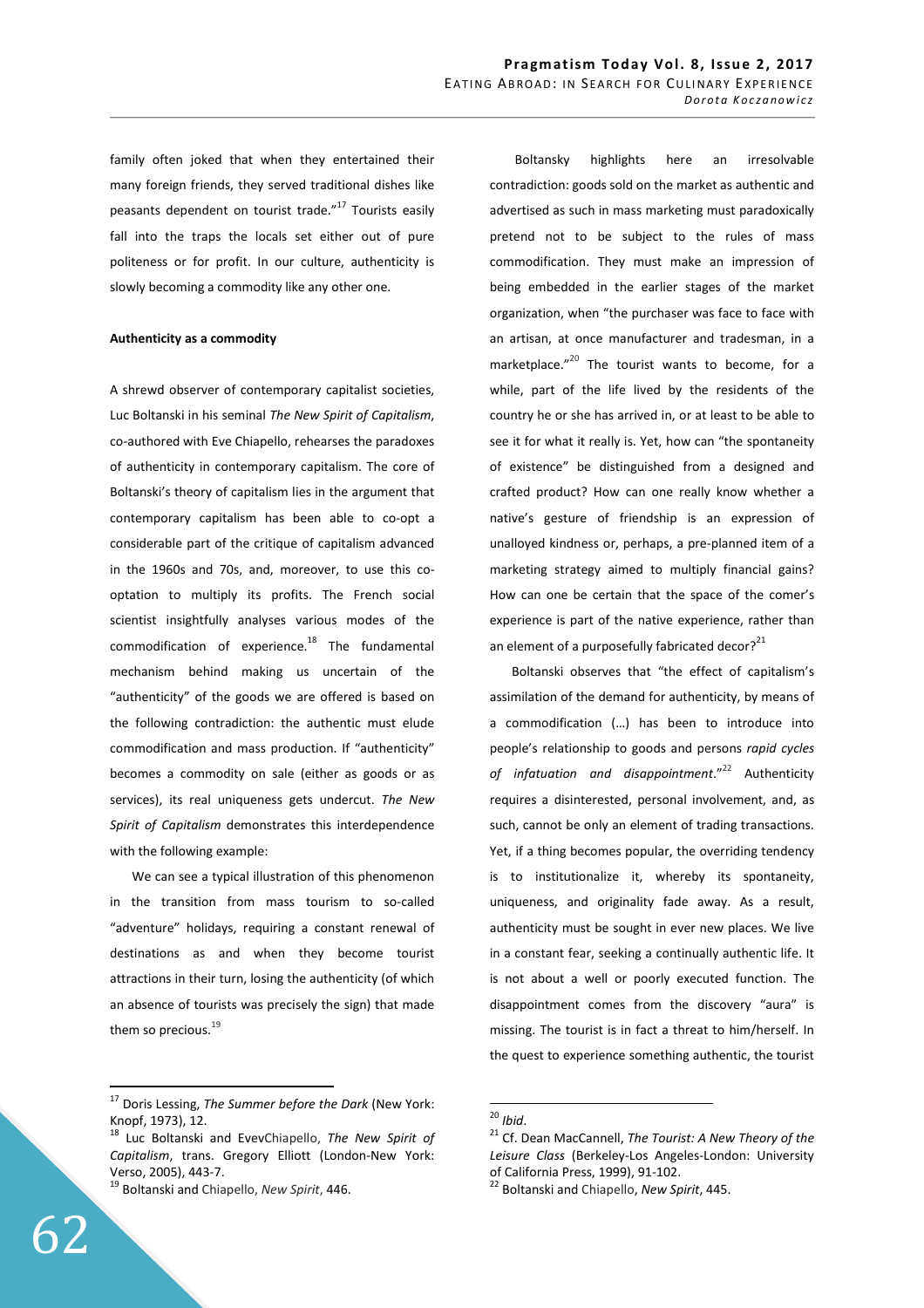family often joked that when they entertained their many foreign friends, they served traditional dishes like peasants dependent on tourist trade."[17] Tourists easily fall into the traps the locals set either out of pure politeness or for profit. In our culture, authenticity is slowly becoming a commodity like any other one.

**Authenticity as a commodity**

A shrewd observer of contemporary capitalist societies, Luc Boltanski in his seminal *The New Spirit of Capitalism*, co-authored with Eve Chiapello, rehearses the paradoxes of authenticity in contemporary capitalism. The core of Boltanski's theory of capitalism lies in the argument that contemporary capitalism has been able to co-opt a considerable part of the critique of capitalism advanced in the 1960s and 70s, and, moreover, to use this co-optation to multiply its profits. The French social scientist insightfully analyses various modes of the commodification of experience.[18] The fundamental mechanism behind making us uncertain of the "authenticity" of the goods we are offered is based on the following contradiction: the authentic must elude commodification and mass production. If "authenticity" becomes a commodity on sale (either as goods or as services), its real uniqueness gets undercut. *The New Spirit of Capitalism* demonstrates this interdependence with the following example:

> We can see a typical illustration of this phenomenon in the transition from mass tourism to so-called "adventure" holidays, requiring a constant renewal of destinations as and when they become tourist attractions in their turn, losing the authenticity (of which an absence of tourists was precisely the sign) that made them so precious.[19]

Boltansky highlights here an irresolvable contradiction: goods sold on the market as authentic and advertised as such in mass marketing must paradoxically pretend not to be subject to the rules of mass commodification. They must make an impression of being embedded in the earlier stages of the market organization, when "the purchaser was face to face with an artisan, at once manufacturer and tradesman, in a marketplace."[20] The tourist wants to become, for a while, part of the life lived by the residents of the country he or she has arrived in, or at least to be able to see it for what it really is. Yet, how can "the spontaneity of existence" be distinguished from a designed and crafted product? How can one really know whether a native's gesture of friendship is an expression of unalloyed kindness or, perhaps, a pre-planned item of a marketing strategy aimed to multiply financial gains? How can one be certain that the space of the comer's experience is part of the native experience, rather than an element of a purposefully fabricated decor?[21]

Boltanski observes that "the effect of capitalism's assimilation of the demand for authenticity, by means of a commodification (…) has been to introduce into people's relationship to goods and persons *rapid cycles of infatuation and disappointment*."[22] Authenticity requires a disinterested, personal involvement, and, as such, cannot be only an element of trading transactions. Yet, if a thing becomes popular, the overriding tendency is to institutionalize it, whereby its spontaneity, uniqueness, and originality fade away. As a result, authenticity must be sought in ever new places. We live in a constant fear, seeking a continually authentic life. It is not about a well or poorly executed function. The disappointment comes from the discovery "aura" is missing. The tourist is in fact a threat to him/herself. In the quest to experience something authentic, the tourist

---

[17] Doris Lessing, *The Summer before the Dark* (New York: Knopf, 1973), 12.

[18] Luc Boltanski and EvevChiapello, *The New Spirit of Capitalism*, trans. Gregory Elliott (London-New York: Verso, 2005), 443-7.

[19] Boltanski and Chiapello, *New Spirit*, 446.

[20] *Ibid*.

[21] Cf. Dean MacCannell, *The Tourist: A New Theory of the Leisure Class* (Berkeley-Los Angeles-London: University of California Press, 1999), 91-102.

[22] Boltanski and Chiapello, *New Spirit*, 445.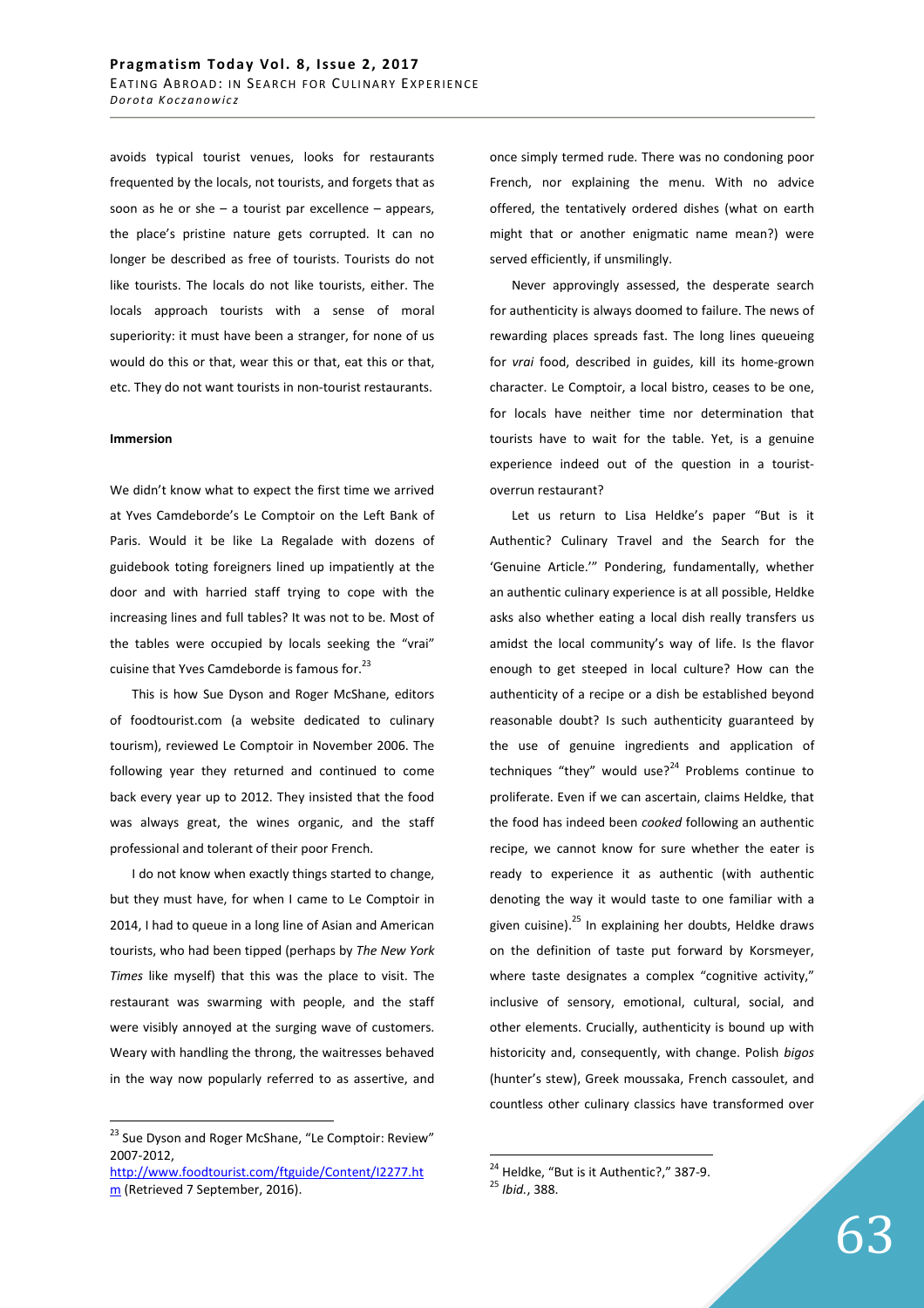avoids typical tourist venues, looks for restaurants frequented by the locals, not tourists, and forgets that as soon as he or she – a tourist par excellence – appears, the place's pristine nature gets corrupted. It can no longer be described as free of tourists. Tourists do not like tourists. The locals do not like tourists, either. The locals approach tourists with a sense of moral superiority: it must have been a stranger, for none of us would do this or that, wear this or that, eat this or that, etc. They do not want tourists in non-tourist restaurants.

**Immersion**

We didn't know what to expect the first time we arrived at Yves Camdeborde's Le Comptoir on the Left Bank of Paris. Would it be like La Regalade with dozens of guidebook toting foreigners lined up impatiently at the door and with harried staff trying to cope with the increasing lines and full tables? It was not to be. Most of the tables were occupied by locals seeking the "vrai" cuisine that Yves Camdeborde is famous for.[23]

This is how Sue Dyson and Roger McShane, editors of foodtourist.com (a website dedicated to culinary tourism), reviewed Le Comptoir in November 2006. The following year they returned and continued to come back every year up to 2012. They insisted that the food was always great, the wines organic, and the staff professional and tolerant of their poor French.

I do not know when exactly things started to change, but they must have, for when I came to Le Comptoir in 2014, I had to queue in a long line of Asian and American tourists, who had been tipped (perhaps by *The New York Times* like myself) that this was the place to visit. The restaurant was swarming with people, and the staff were visibly annoyed at the surging wave of customers. Weary with handling the throng, the waitresses behaved in the way now popularly referred to as assertive, and once simply termed rude. There was no condoning poor French, nor explaining the menu. With no advice offered, the tentatively ordered dishes (what on earth might that or another enigmatic name mean?) were served efficiently, if unsmilingly.

Never approvingly assessed, the desperate search for authenticity is always doomed to failure. The news of rewarding places spreads fast. The long lines queueing for *vrai* food, described in guides, kill its home-grown character. Le Comptoir, a local bistro, ceases to be one, for locals have neither time nor determination that tourists have to wait for the table. Yet, is a genuine experience indeed out of the question in a tourist-overrun restaurant?

Let us return to Lisa Heldke's paper "But is it Authentic? Culinary Travel and the Search for the 'Genuine Article.'" Pondering, fundamentally, whether an authentic culinary experience is at all possible, Heldke asks also whether eating a local dish really transfers us amidst the local community's way of life. Is the flavor enough to get steeped in local culture? How can the authenticity of a recipe or a dish be established beyond reasonable doubt? Is such authenticity guaranteed by the use of genuine ingredients and application of techniques "they" would use?[24] Problems continue to proliferate. Even if we can ascertain, claims Heldke, that the food has indeed been *cooked* following an authentic recipe, we cannot know for sure whether the eater is ready to experience it as authentic (with authentic denoting the way it would taste to one familiar with a given cuisine).[25] In explaining her doubts, Heldke draws on the definition of taste put forward by Korsmeyer, where taste designates a complex "cognitive activity," inclusive of sensory, emotional, cultural, social, and other elements. Crucially, authenticity is bound up with historicity and, consequently, with change. Polish *bigos* (hunter's stew), Greek moussaka, French cassoulet, and countless other culinary classics have transformed over

---

[23] Sue Dyson and Roger McShane, "Le Comptoir: Review" 2007-2012, http://www.foodtourist.com/ftguide/Content/I2277.htm (Retrieved 7 September, 2016).

[24] Heldke, "But is it Authentic?," 387-9.

[25] *Ibid.*, 388.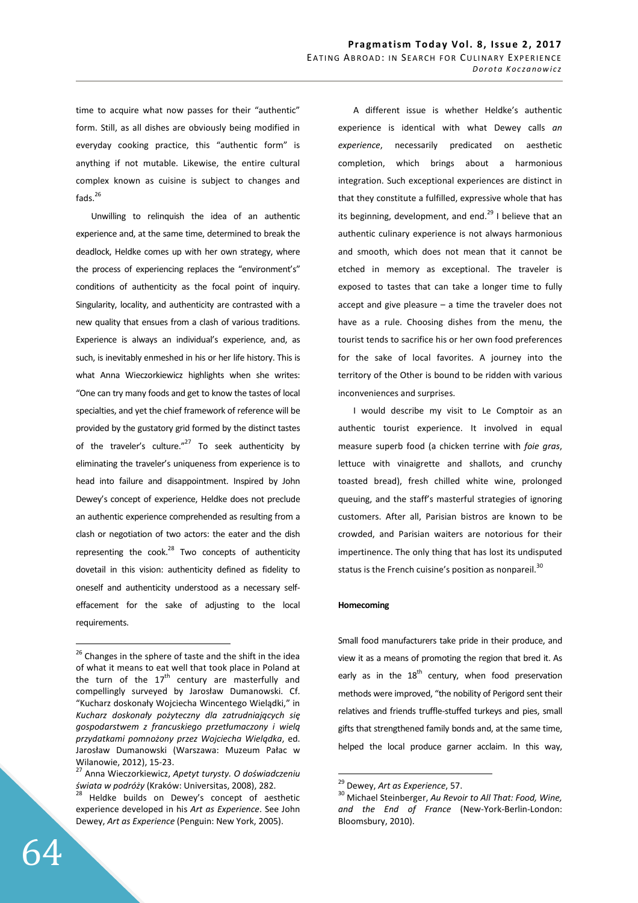time to acquire what now passes for their "authentic" form. Still, as all dishes are obviously being modified in everyday cooking practice, this "authentic form" is anything if not mutable. Likewise, the entire cultural complex known as cuisine is subject to changes and fads.[26]

Unwilling to relinquish the idea of an authentic experience and, at the same time, determined to break the deadlock, Heldke comes up with her own strategy, where the process of experiencing replaces the "environment's" conditions of authenticity as the focal point of inquiry. Singularity, locality, and authenticity are contrasted with a new quality that ensues from a clash of various traditions. Experience is always an individual's experience, and, as such, is inevitably enmeshed in his or her life history. This is what Anna Wieczorkiewicz highlights when she writes: "One can try many foods and get to know the tastes of local specialties, and yet the chief framework of reference will be provided by the gustatory grid formed by the distinct tastes of the traveler's culture."[27] To seek authenticity by eliminating the traveler's uniqueness from experience is to head into failure and disappointment. Inspired by John Dewey's concept of experience, Heldke does not preclude an authentic experience comprehended as resulting from a clash or negotiation of two actors: the eater and the dish representing the cook.[28] Two concepts of authenticity dovetail in this vision: authenticity defined as fidelity to oneself and authenticity understood as a necessary self-effacement for the sake of adjusting to the local requirements.

A different issue is whether Heldke's authentic experience is identical with what Dewey calls *an experience*, necessarily predicated on aesthetic completion, which brings about a harmonious integration. Such exceptional experiences are distinct in that they constitute a fulfilled, expressive whole that has its beginning, development, and end.[29] I believe that an authentic culinary experience is not always harmonious and smooth, which does not mean that it cannot be etched in memory as exceptional. The traveler is exposed to tastes that can take a longer time to fully accept and give pleasure – a time the traveler does not have as a rule. Choosing dishes from the menu, the tourist tends to sacrifice his or her own food preferences for the sake of local favorites. A journey into the territory of the Other is bound to be ridden with various inconveniences and surprises.

I would describe my visit to Le Comptoir as an authentic tourist experience. It involved in equal measure superb food (a chicken terrine with *foie gras*, lettuce with vinaigrette and shallots, and crunchy toasted bread), fresh chilled white wine, prolonged queuing, and the staff's masterful strategies of ignoring customers. After all, Parisian bistros are known to be crowded, and Parisian waiters are notorious for their impertinence. The only thing that has lost its undisputed status is the French cuisine's position as nonpareil.[30]

**Homecoming**

Small food manufacturers take pride in their produce, and view it as a means of promoting the region that bred it. As early as in the 18th century, when food preservation methods were improved, "the nobility of Perigord sent their relatives and friends truffle-stuffed turkeys and pies, small gifts that strengthened family bonds and, at the same time, helped the local produce garner acclaim. In this way,

---

[26] Changes in the sphere of taste and the shift in the idea of what it means to eat well that took place in Poland at the turn of the 17th century are masterfully and compellingly surveyed by Jarosław Dumanowski. Cf. "Kucharz doskonały Wojciecha Wincentego Wielądki," in *Kucharz doskonały pożyteczny dla zatrudniających się gospodarstwem z francuskiego przetłumaczony i wielą przydatkami pomnożony przez Wojciecha Wielądka*, ed. Jarosław Dumanowski (Warszawa: Muzeum Pałac w Wilanowie, 2012), 15-23.

[27] Anna Wieczorkiewicz, *Apetyt turysty. O doświadczeniu świata w podróży* (Kraków: Universitas, 2008), 282.

[28] Heldke builds on Dewey's concept of aesthetic experience developed in his *Art as Experience*. See John Dewey, *Art as Experience* (Penguin: New York, 2005).

[29] Dewey, *Art as Experience*, 57.

[30] Michael Steinberger, *Au Revoir to All That: Food, Wine, and the End of France* (New-York-Berlin-London: Bloomsbury, 2010).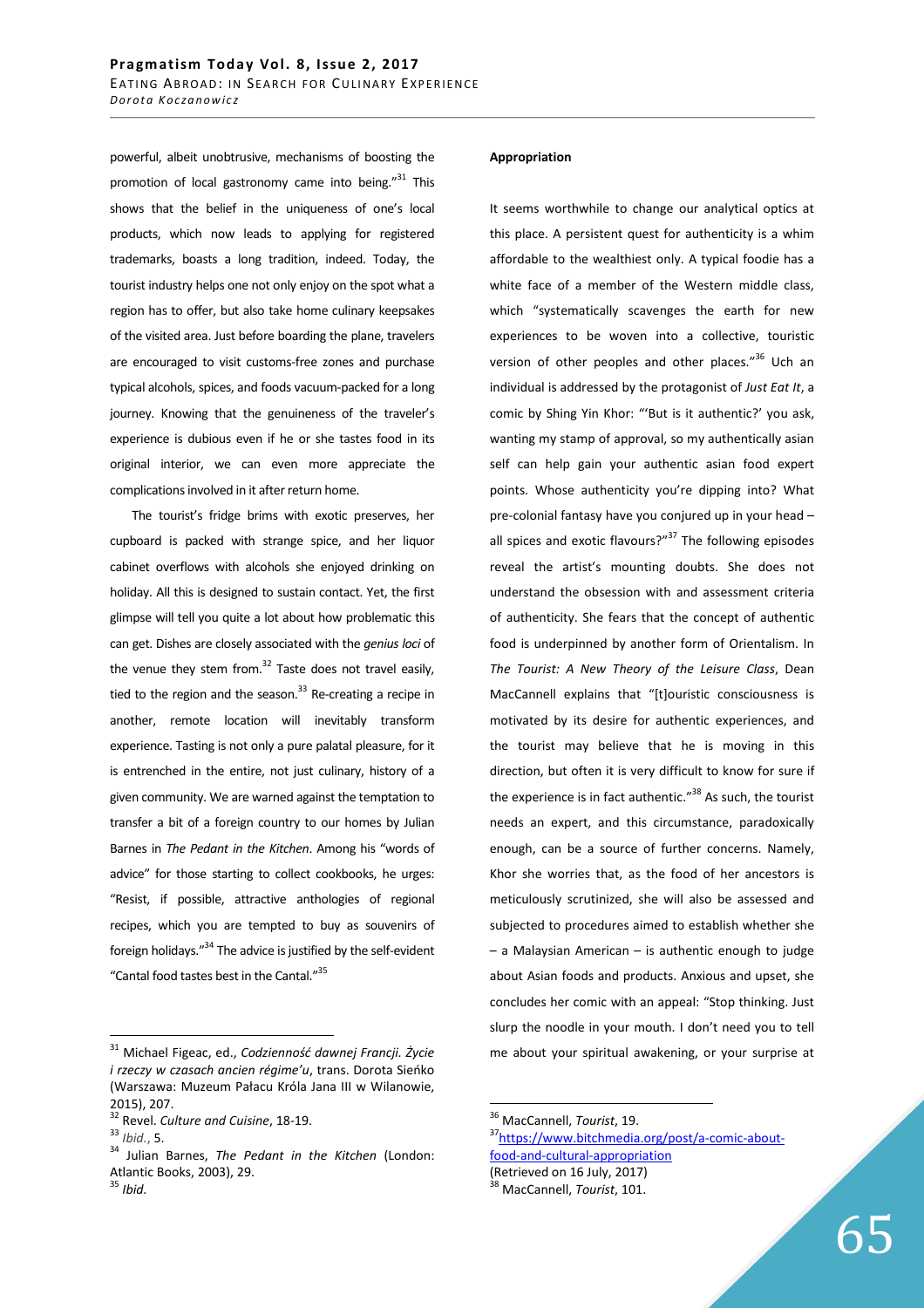powerful, albeit unobtrusive, mechanisms of boosting the promotion of local gastronomy came into being."[31] This shows that the belief in the uniqueness of one's local products, which now leads to applying for registered trademarks, boasts a long tradition, indeed. Today, the tourist industry helps one not only enjoy on the spot what a region has to offer, but also take home culinary keepsakes of the visited area. Just before boarding the plane, travelers are encouraged to visit customs-free zones and purchase typical alcohols, spices, and foods vacuum-packed for a long journey. Knowing that the genuineness of the traveler's experience is dubious even if he or she tastes food in its original interior, we can even more appreciate the complications involved in it after return home.

The tourist's fridge brims with exotic preserves, her cupboard is packed with strange spice, and her liquor cabinet overflows with alcohols she enjoyed drinking on holiday. All this is designed to sustain contact. Yet, the first glimpse will tell you quite a lot about how problematic this can get. Dishes are closely associated with the *genius loci* of the venue they stem from.[32] Taste does not travel easily, tied to the region and the season.[33] Re-creating a recipe in another, remote location will inevitably transform experience. Tasting is not only a pure palatal pleasure, for it is entrenched in the entire, not just culinary, history of a given community. We are warned against the temptation to transfer a bit of a foreign country to our homes by Julian Barnes in *The Pedant in the Kitchen*. Among his "words of advice" for those starting to collect cookbooks, he urges: "Resist, if possible, attractive anthologies of regional recipes, which you are tempted to buy as souvenirs of foreign holidays."[34] The advice is justified by the self-evident "Cantal food tastes best in the Cantal."[35]

**Appropriation**

It seems worthwhile to change our analytical optics at this place. A persistent quest for authenticity is a whim affordable to the wealthiest only. A typical foodie has a white face of a member of the Western middle class, which "systematically scavenges the earth for new experiences to be woven into a collective, touristic version of other peoples and other places."[36] Uch an individual is addressed by the protagonist of *Just Eat It*, a comic by Shing Yin Khor: "'But is it authentic?' you ask, wanting my stamp of approval, so my authentically asian self can help gain your authentic asian food expert points. Whose authenticity you're dipping into? What pre-colonial fantasy have you conjured up in your head – all spices and exotic flavours?"[37] The following episodes reveal the artist's mounting doubts. She does not understand the obsession with and assessment criteria of authenticity. She fears that the concept of authentic food is underpinned by another form of Orientalism. In *The Tourist: A New Theory of the Leisure Class*, Dean MacCannell explains that "[t]ouristic consciousness is motivated by its desire for authentic experiences, and the tourist may believe that he is moving in this direction, but often it is very difficult to know for sure if the experience is in fact authentic."[38] As such, the tourist needs an expert, and this circumstance, paradoxically enough, can be a source of further concerns. Namely, Khor she worries that, as the food of her ancestors is meticulously scrutinized, she will also be assessed and subjected to procedures aimed to establish whether she – a Malaysian American – is authentic enough to judge about Asian foods and products. Anxious and upset, she concludes her comic with an appeal: "Stop thinking. Just slurp the noodle in your mouth. I don't need you to tell me about your spiritual awakening, or your surprise at

---

[31] Michael Figeac, ed., *Codzienność dawnej Francji. Życie i rzeczy w czasach ancien régime'u*, trans. Dorota Sieńko (Warszawa: Muzeum Pałacu Króla Jana III w Wilanowie, 2015), 207.

[32] Revel. *Culture and Cuisine*, 18-19.

[33] *Ibid.*, 5.

[34] Julian Barnes, *The Pedant in the Kitchen* (London: Atlantic Books, 2003), 29.

[35] *Ibid.*

[36] MacCannell, *Tourist*, 19.

[37] https://www.bitchmedia.org/post/a-comic-about-food-and-cultural-appropriation (Retrieved on 16 July, 2017)

[38] MacCannell, *Tourist*, 101.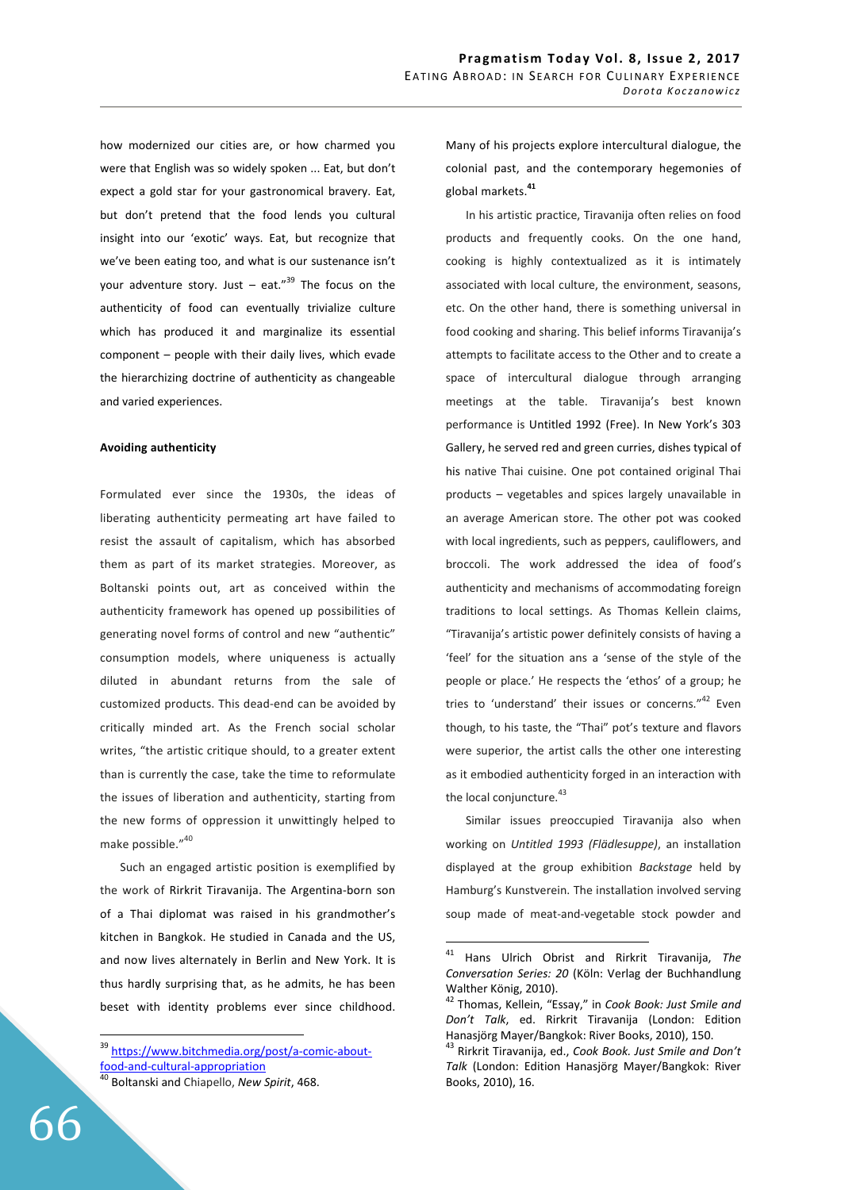how modernized our cities are, or how charmed you were that English was so widely spoken ... Eat, but don't expect a gold star for your gastronomical bravery. Eat, but don't pretend that the food lends you cultural insight into our 'exotic' ways. Eat, but recognize that we've been eating too, and what is our sustenance isn't your adventure story. Just – eat."[39] The focus on the authenticity of food can eventually trivialize culture which has produced it and marginalize its essential component – people with their daily lives, which evade the hierarchizing doctrine of authenticity as changeable and varied experiences.

**Avoiding authenticity**

Formulated ever since the 1930s, the ideas of liberating authenticity permeating art have failed to resist the assault of capitalism, which has absorbed them as part of its market strategies. Moreover, as Boltanski points out, art as conceived within the authenticity framework has opened up possibilities of generating novel forms of control and new "authentic" consumption models, where uniqueness is actually diluted in abundant returns from the sale of customized products. This dead-end can be avoided by critically minded art. As the French social scholar writes, "the artistic critique should, to a greater extent than is currently the case, take the time to reformulate the issues of liberation and authenticity, starting from the new forms of oppression it unwittingly helped to make possible."[40]

Such an engaged artistic position is exemplified by the work of Rirkrit Tiravanija. The Argentina-born son of a Thai diplomat was raised in his grandmother's kitchen in Bangkok. He studied in Canada and the US, and now lives alternately in Berlin and New York. It is thus hardly surprising that, as he admits, he has been beset with identity problems ever since childhood. Many of his projects explore intercultural dialogue, the colonial past, and the contemporary hegemonies of global markets.[41]

In his artistic practice, Tiravanija often relies on food products and frequently cooks. On the one hand, cooking is highly contextualized as it is intimately associated with local culture, the environment, seasons, etc. On the other hand, there is something universal in food cooking and sharing. This belief informs Tiravanija's attempts to facilitate access to the Other and to create a space of intercultural dialogue through arranging meetings at the table. Tiravanija's best known performance is Untitled 1992 (Free). In New York's 303 Gallery, he served red and green curries, dishes typical of his native Thai cuisine. One pot contained original Thai products – vegetables and spices largely unavailable in an average American store. The other pot was cooked with local ingredients, such as peppers, cauliflowers, and broccoli. The work addressed the idea of food's authenticity and mechanisms of accommodating foreign traditions to local settings. As Thomas Kellein claims, "Tiravanija's artistic power definitely consists of having a 'feel' for the situation ans a 'sense of the style of the people or place.' He respects the 'ethos' of a group; he tries to 'understand' their issues or concerns."[42] Even though, to his taste, the "Thai" pot's texture and flavors were superior, the artist calls the other one interesting as it embodied authenticity forged in an interaction with the local conjuncture.[43]

Similar issues preoccupied Tiravanija also when working on *Untitled 1993 (Flädlesuppe)*, an installation displayed at the group exhibition *Backstage* held by Hamburg's Kunstverein. The installation involved serving soup made of meat-and-vegetable stock powder and

---

[39] https://www.bitchmedia.org/post/a-comic-about-food-and-cultural-appropriation

[40] Boltanski and Chiapello, *New Spirit*, 468.

[41] Hans Ulrich Obrist and Rirkrit Tiravanija, *The Conversation Series: 20* (Köln: Verlag der Buchhandlung Walther König, 2010).

[42] Thomas, Kellein, "Essay," in *Cook Book: Just Smile and Don't Talk*, ed. Rirkrit Tiravanija (London: Edition Hanasjörg Mayer/Bangkok: River Books, 2010), 150.

[43] Rirkrit Tiravanija, ed., *Cook Book. Just Smile and Don't Talk* (London: Edition Hanasjörg Mayer/Bangkok: River Books, 2010), 16.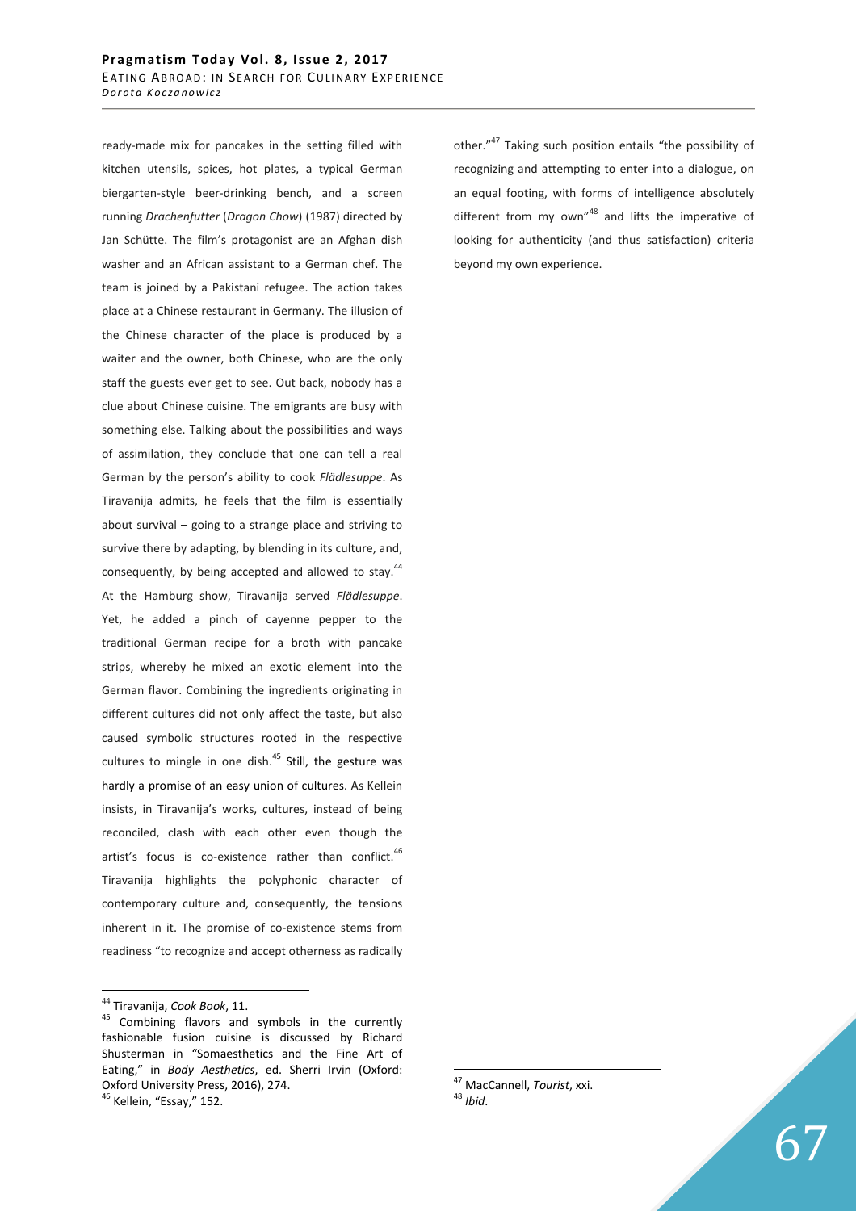ready-made mix for pancakes in the setting filled with kitchen utensils, spices, hot plates, a typical German biergarten-style beer-drinking bench, and a screen running *Drachenfutter* (*Dragon Chow*) (1987) directed by Jan Schütte. The film's protagonist are an Afghan dish washer and an African assistant to a German chef. The team is joined by a Pakistani refugee. The action takes place at a Chinese restaurant in Germany. The illusion of the Chinese character of the place is produced by a waiter and the owner, both Chinese, who are the only staff the guests ever get to see. Out back, nobody has a clue about Chinese cuisine. The emigrants are busy with something else. Talking about the possibilities and ways of assimilation, they conclude that one can tell a real German by the person's ability to cook *Flädlesuppe*. As Tiravanija admits, he feels that the film is essentially about survival – going to a strange place and striving to survive there by adapting, by blending in its culture, and, consequently, by being accepted and allowed to stay.[44] At the Hamburg show, Tiravanija served *Flädlesuppe*. Yet, he added a pinch of cayenne pepper to the traditional German recipe for a broth with pancake strips, whereby he mixed an exotic element into the German flavor. Combining the ingredients originating in different cultures did not only affect the taste, but also caused symbolic structures rooted in the respective cultures to mingle in one dish.[45] Still, the gesture was hardly a promise of an easy union of cultures. As Kellein insists, in Tiravanija's works, cultures, instead of being reconciled, clash with each other even though the artist's focus is co-existence rather than conflict.[46] Tiravanija highlights the polyphonic character of contemporary culture and, consequently, the tensions inherent in it. The promise of co-existence stems from readiness "to recognize and accept otherness as radically other."[47] Taking such position entails "the possibility of recognizing and attempting to enter into a dialogue, on an equal footing, with forms of intelligence absolutely different from my own"[48] and lifts the imperative of looking for authenticity (and thus satisfaction) criteria beyond my own experience.

---

[44] Tiravanija, *Cook Book*, 11.

[45] Combining flavors and symbols in the currently fashionable fusion cuisine is discussed by Richard Shusterman in "Somaesthetics and the Fine Art of Eating," in *Body Aesthetics*, ed. Sherri Irvin (Oxford: Oxford University Press, 2016), 274.

[46] Kellein, "Essay," 152.

[47] MacCannell, *Tourist*, xxi.

[48] *Ibid*.